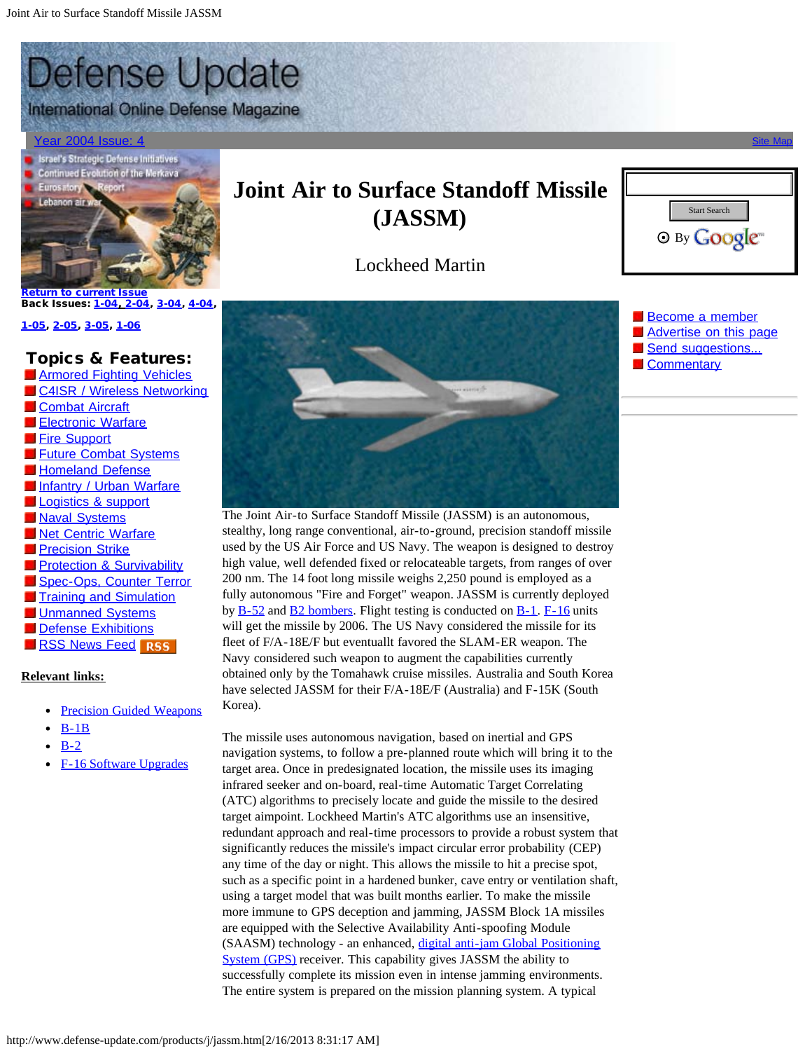# Defense Update

International Online Defense Magazine

Year 2004 Issue: 4

Site Map

Return to current Issue

**Back Issues:** 1-04, 2-04, 3-04, 4-04, 1-05, 2-05, 3-05, 1-06

## Topics & Features:

- Armored Fighting Vehicles
- C4ISR / Wireless Networking
- Combat Aircraft
- Electronic Warfare
- Fire Support
- Future Combat Systems
- Homeland Defense
- Infantry / Urban Warfare
- Logistics & support
- Naval Systems
- Net Centric Warfare
- Precision Strike
- Protection & Survivability
- Spec-Ops, Counter Terror
- Training and Simulation
- Unmanned Systems
- Defense Exhibitions
- RSS News Feed RSS

**Relevant links:**

- Precision Guided Weapons
- B-1B
- B-2
- F-16 Software Upgrades

# Joint Air to Surface Standoff Missile (JASSM)

Lockheed Martin

The Joint Air-to-Surface Standoff Missile (JASSM) is an autonomous, stealthy, long range conventional, air-to-ground, precision standoff missile used by the US Air Force and US Navy. The weapon is designed to destroy high value, well defended fixed or relocateable targets, from ranges of over 200 nm. The 14 foot long missile weighs 2,250 pound is employed as a fully autonomous "Fire and Forget" weapon. JASSM is currently deployed by B-52 and B2 bombers. Flight testing is conducted on B-1. F-16 units will get the missile by 2006. The US Navy considered the missile for its fleet of F/A-18E/F but eventuallt favored the SLAM-ER weapon. The Navy considered such weapon to augment the capabilities currently obtained only by the Tomahawk cruise missiles. Australia and South Korea have selected JASSM for their F/A-18E/F (Australia) and F-15K (South Korea).

The missile uses autonomous navigation, based on inertial and GPS navigation systems, to follow a pre-planned route which will bring it to the target area. Once in predesignated location, the missile uses its imaging infrared seeker and on-board, real-time Automatic Target Correlating (ATC) algorithms to precisely locate and guide the missile to the desired target aimpoint. Lockheed Martin's ATC algorithms use an insensitive, redundant approach and real-time processors to provide a robust system that significantly reduces the missile's impact circular error probability (CEP) any time of the day or night. This allows the missile to hit a precise spot, such as a specific point in a hardened bunker, cave entry or ventilation shaft, using a target model that was built months earlier. To make the missile more immune to GPS deception and jamming, JASSM Block 1A missiles are equipped with the Selective Availability Anti-spoofing Module (SAASM) technology - an enhanced, digital anti-jam Global Positioning System (GPS) receiver. This capability gives JASSM the ability to successfully complete its mission even in intense jamming environments. The entire system is prepared on the mission planning system. A typical

- Become a member
- Advertise on this page
- Send suggestions...
- Commentary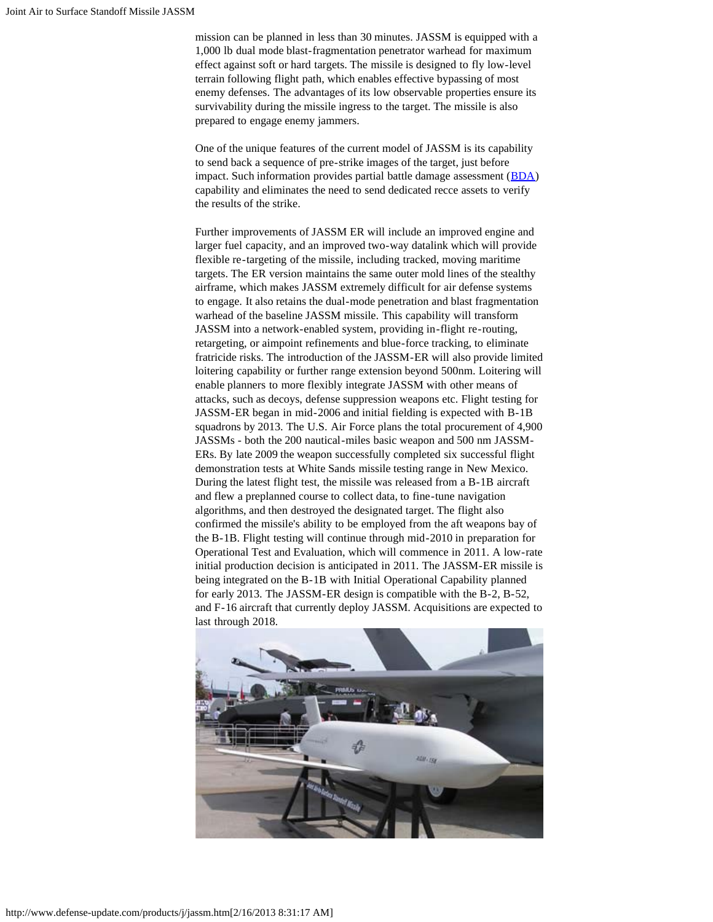mission can be planned in less than 30 minutes. JASSM is equipped with a 1,000 lb dual mode blast-fragmentation penetrator warhead for maximum effect against soft or hard targets. The missile is designed to fly low-level terrain following flight path, which enables effective bypassing of most enemy defenses. The advantages of its low observable properties ensure its survivability during the missile ingress to the target. The missile is also prepared to engage enemy jammers.

One of the unique features of the current model of JASSM is its capability to send back a sequence of pre-strike images of the target, just before impact. Such information provides partial battle damage assessment (BDA) capability and eliminates the need to send dedicated recce assets to verify the results of the strike.

Further improvements of JASSM ER will include an improved engine and larger fuel capacity, and an improved two-way datalink which will provide flexible re-targeting of the missile, including tracked, moving maritime targets. The ER version maintains the same outer mold lines of the stealthy airframe, which makes JASSM extremely difficult for air defense systems to engage. It also retains the dual-mode penetration and blast fragmentation warhead of the baseline JASSM missile. This capability will transform JASSM into a network-enabled system, providing in-flight re-routing, retargeting, or aimpoint refinements and blue-force tracking, to eliminate fratricide risks. The introduction of the JASSM-ER will also provide limited loitering capability or further range extension beyond 500nm. Loitering will enable planners to more flexibly integrate JASSM with other means of attacks, such as decoys, defense suppression weapons etc. Flight testing for JASSM-ER began in mid-2006 and initial fielding is expected with B-1B squadrons by 2013. The U.S. Air Force plans the total procurement of 4,900 JASSMs - both the 200 nautical-miles basic weapon and 500 nm JASSM-ERs. By late 2009 the weapon successfully completed six successful flight demonstration tests at White Sands missile testing range in New Mexico. During the latest flight test, the missile was released from a B-1B aircraft and flew a preplanned course to collect data, to fine-tune navigation algorithms, and then destroyed the designated target. The flight also confirmed the missile's ability to be employed from the aft weapons bay of the B-1B. Flight testing will continue through mid-2010 in preparation for Operational Test and Evaluation, which will commence in 2011. A low-rate initial production decision is anticipated in 2011. The JASSM-ER missile is being integrated on the B-1B with Initial Operational Capability planned for early 2013. The JASSM-ER design is compatible with the B-2, B-52, and F-16 aircraft that currently deploy JASSM. Acquisitions are expected to last through 2018.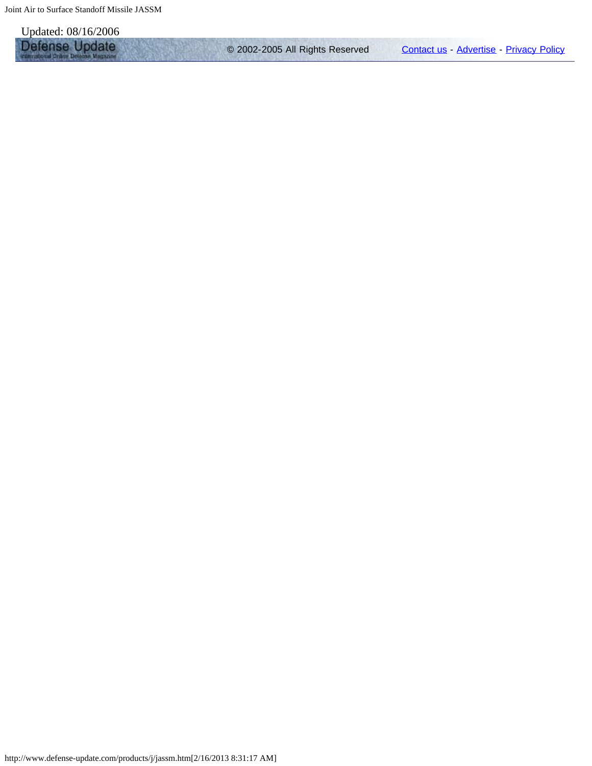Updated: 08/16/2006

Defense Update

© 2002-2005 All Rights Reserved

Contact us - Advertise - Privacy Policy